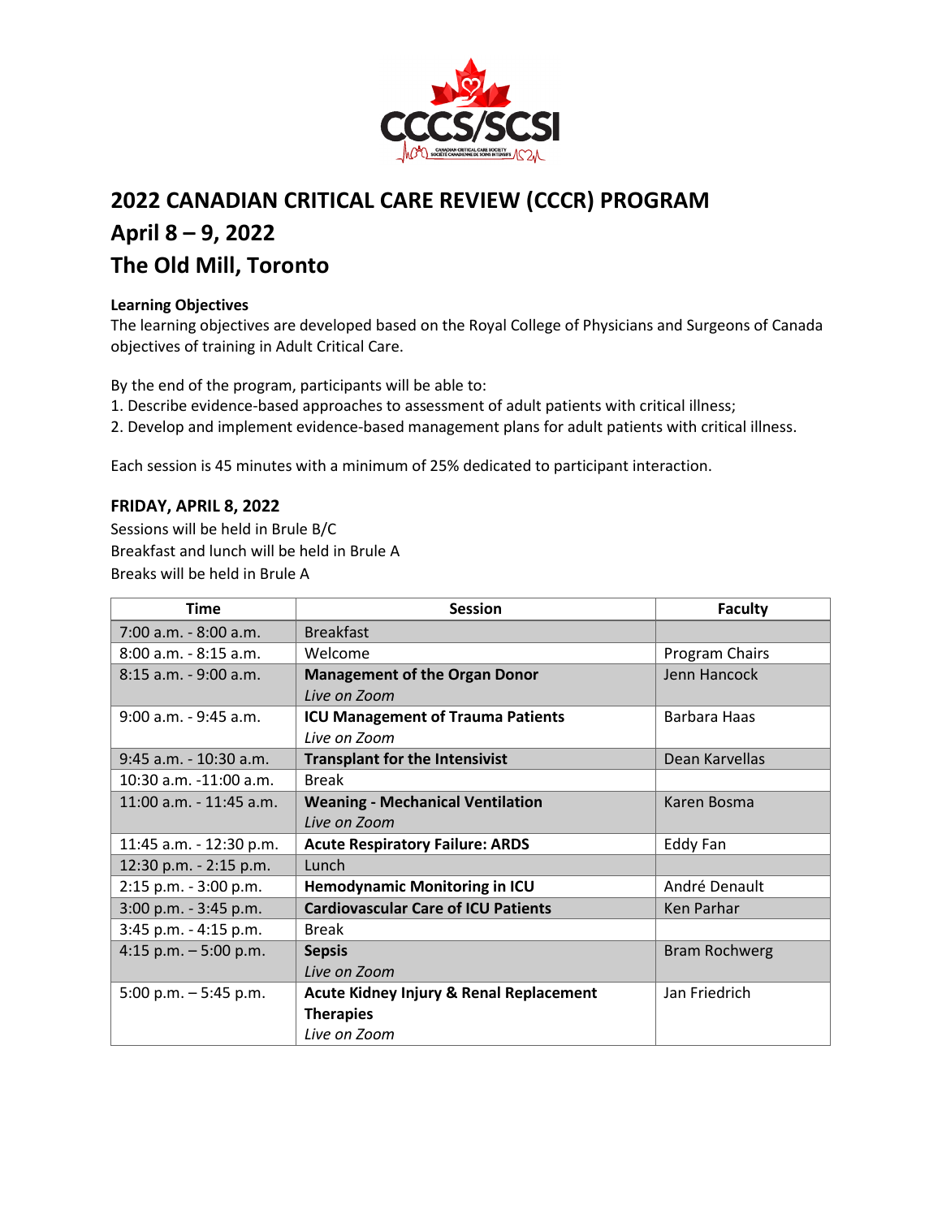# 2022 CANADIAN CRITICAL CARE REVIEW (CCCR) PROGRAM
# April 8 – 9, 2022
# The Old Mill, Toronto

**Learning Objectives**

The learning objectives are developed based on the Royal College of Physicians and Surgeons of Canada objectives of training in Adult Critical Care.

By the end of the program, participants will be able to:

1. Describe evidence-based approaches to assessment of adult patients with critical illness;
2. Develop and implement evidence-based management plans for adult patients with critical illness.

Each session is 45 minutes with a minimum of 25% dedicated to participant interaction.

## FRIDAY, APRIL 8, 2022

Sessions will be held in Brule B/C
Breakfast and lunch will be held in Brule A
Breaks will be held in Brule A

| Time | Session | Faculty |
|---|---|---|
| 7:00 a.m. - 8:00 a.m. | Breakfast | |
| 8:00 a.m. - 8:15 a.m. | Welcome | Program Chairs |
| 8:15 a.m. - 9:00 a.m. | **Management of the Organ Donor** *Live on Zoom* | Jenn Hancock |
| 9:00 a.m. - 9:45 a.m. | **ICU Management of Trauma Patients** *Live on Zoom* | Barbara Haas |
| 9:45 a.m. - 10:30 a.m. | **Transplant for the Intensivist** | Dean Karvellas |
| 10:30 a.m. -11:00 a.m. | Break | |
| 11:00 a.m. - 11:45 a.m. | **Weaning - Mechanical Ventilation** *Live on Zoom* | Karen Bosma |
| 11:45 a.m. - 12:30 p.m. | **Acute Respiratory Failure: ARDS** | Eddy Fan |
| 12:30 p.m. - 2:15 p.m. | Lunch | |
| 2:15 p.m. - 3:00 p.m. | **Hemodynamic Monitoring in ICU** | André Denault |
| 3:00 p.m. - 3:45 p.m. | **Cardiovascular Care of ICU Patients** | Ken Parhar |
| 3:45 p.m. - 4:15 p.m. | Break | |
| 4:15 p.m. – 5:00 p.m. | **Sepsis** *Live on Zoom* | Bram Rochwerg |
| 5:00 p.m. – 5:45 p.m. | **Acute Kidney Injury & Renal Replacement Therapies** *Live on Zoom* | Jan Friedrich |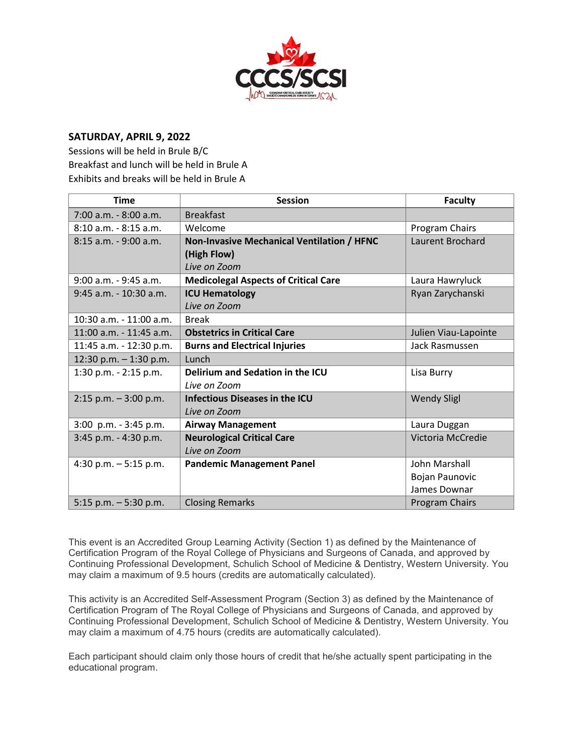## SATURDAY, APRIL 9, 2022

Sessions will be held in Brule B/C
Breakfast and lunch will be held in Brule A
Exhibits and breaks will be held in Brule A

| Time | Session | Faculty |
|---|---|---|
| 7:00 a.m. - 8:00 a.m. | Breakfast | |
| 8:10 a.m. - 8:15 a.m. | Welcome | Program Chairs |
| 8:15 a.m. - 9:00 a.m. | **Non-Invasive Mechanical Ventilation / HFNC (High Flow)** *Live on Zoom* | Laurent Brochard |
| 9:00 a.m. - 9:45 a.m. | **Medicolegal Aspects of Critical Care** | Laura Hawryluck |
| 9:45 a.m. - 10:30 a.m. | **ICU Hematology** *Live on Zoom* | Ryan Zarychanski |
| 10:30 a.m. - 11:00 a.m. | Break | |
| 11:00 a.m. - 11:45 a.m. | **Obstetrics in Critical Care** | Julien Viau-Lapointe |
| 11:45 a.m. - 12:30 p.m. | **Burns and Electrical Injuries** | Jack Rasmussen |
| 12:30 p.m. – 1:30 p.m. | Lunch | |
| 1:30 p.m. - 2:15 p.m. | **Delirium and Sedation in the ICU** *Live on Zoom* | Lisa Burry |
| 2:15 p.m. – 3:00 p.m. | **Infectious Diseases in the ICU** *Live on Zoom* | Wendy Sligl |
| 3:00 p.m. - 3:45 p.m. | **Airway Management** | Laura Duggan |
| 3:45 p.m. - 4:30 p.m. | **Neurological Critical Care** *Live on Zoom* | Victoria McCredie |
| 4:30 p.m. – 5:15 p.m. | **Pandemic Management Panel** | John Marshall, Bojan Paunovic, James Downar |
| 5:15 p.m. – 5:30 p.m. | Closing Remarks | Program Chairs |

This event is an Accredited Group Learning Activity (Section 1) as defined by the Maintenance of Certification Program of the Royal College of Physicians and Surgeons of Canada, and approved by Continuing Professional Development, Schulich School of Medicine & Dentistry, Western University. You may claim a maximum of 9.5 hours (credits are automatically calculated).

This activity is an Accredited Self-Assessment Program (Section 3) as defined by the Maintenance of Certification Program of The Royal College of Physicians and Surgeons of Canada, and approved by Continuing Professional Development, Schulich School of Medicine & Dentistry, Western University. You may claim a maximum of 4.75 hours (credits are automatically calculated).

Each participant should claim only those hours of credit that he/she actually spent participating in the educational program.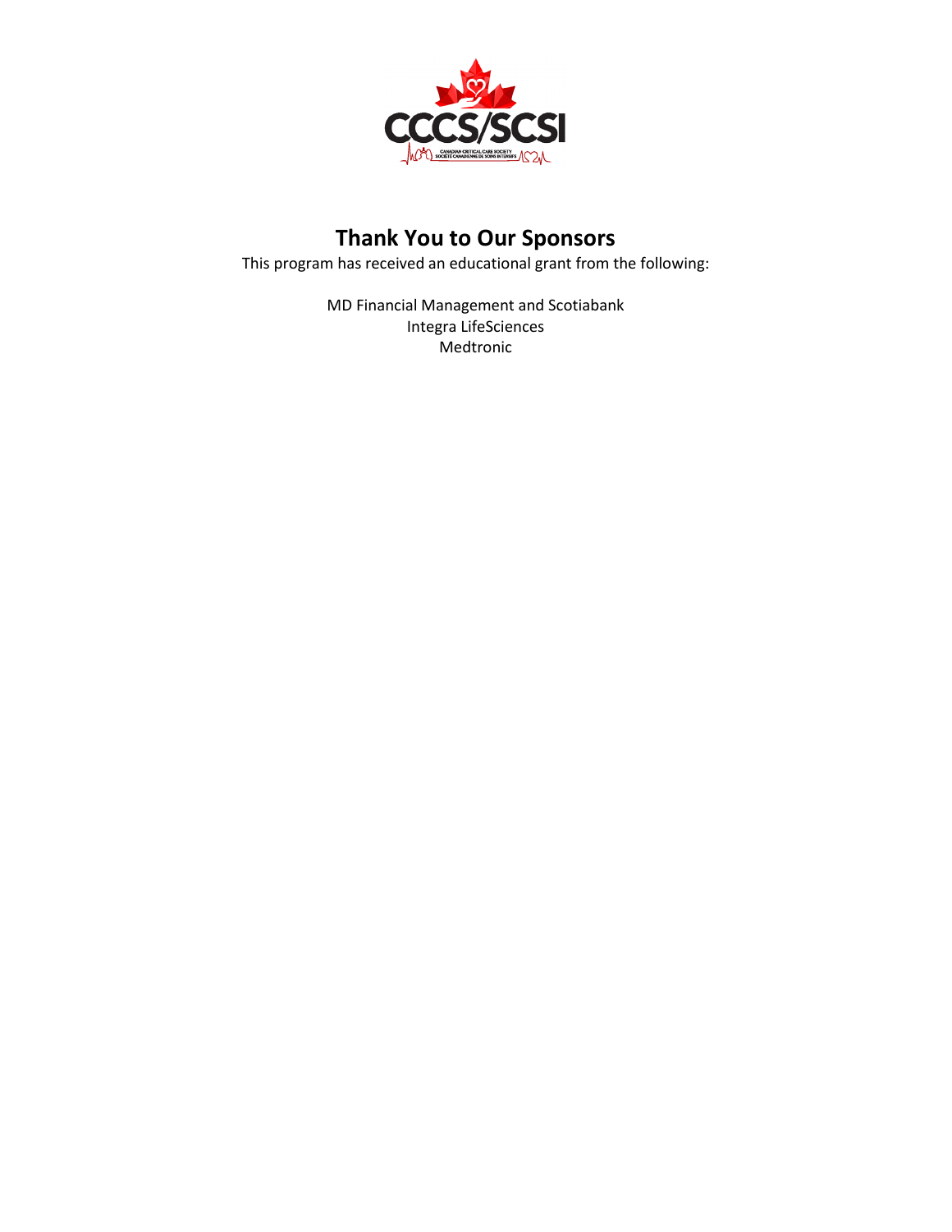## Thank You to Our Sponsors

This program has received an educational grant from the following:

MD Financial Management and Scotiabank
Integra LifeSciences
Medtronic